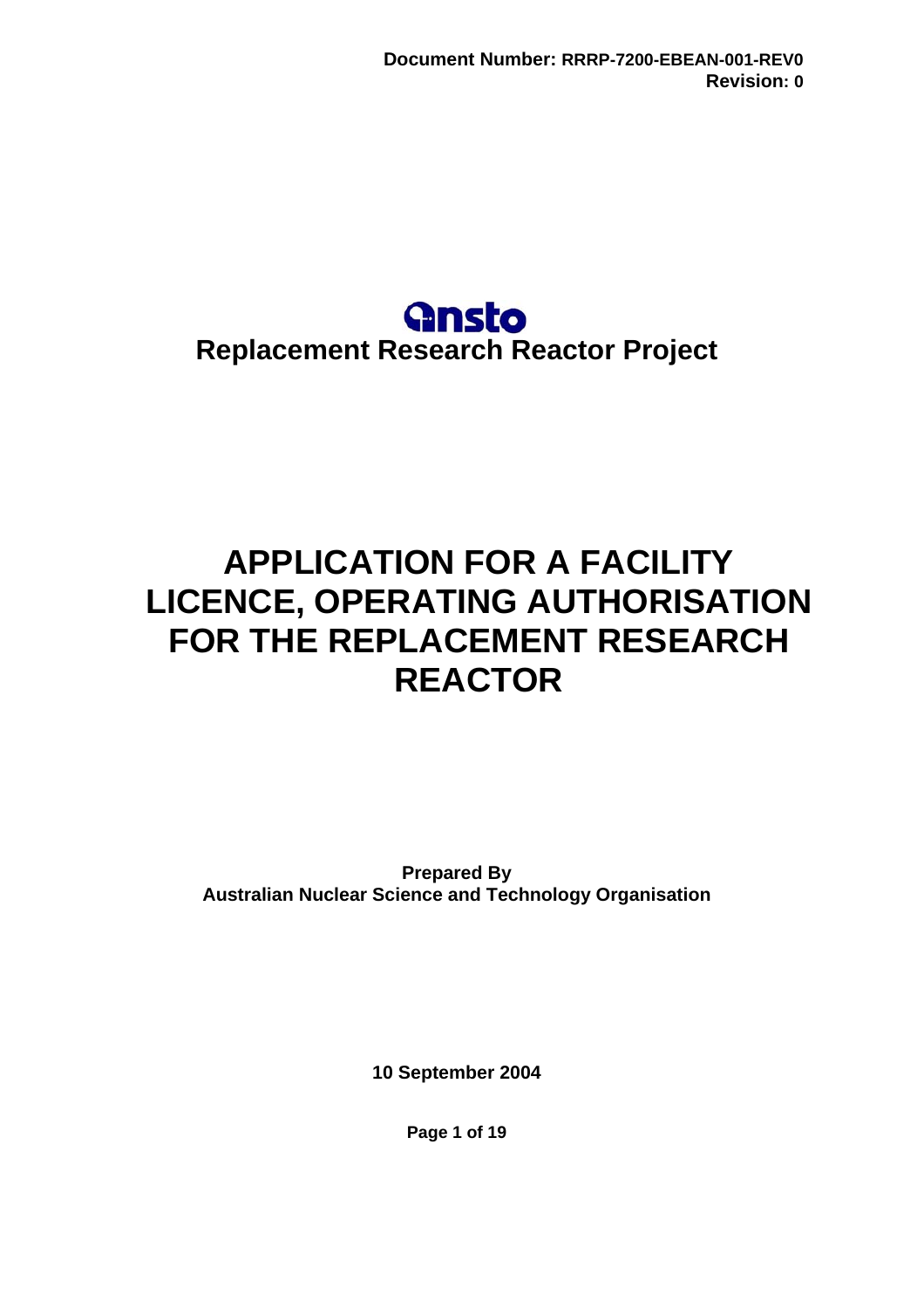Document Number: RRRP-7200-EBEAN-001-REV0
Revision: 0

ansto

**Replacement Research Reactor Project**

# APPLICATION FOR A FACILITY LICENCE, OPERATING AUTHORISATION FOR THE REPLACEMENT RESEARCH REACTOR

**Prepared By**
**Australian Nuclear Science and Technology Organisation**

**10 September 2004**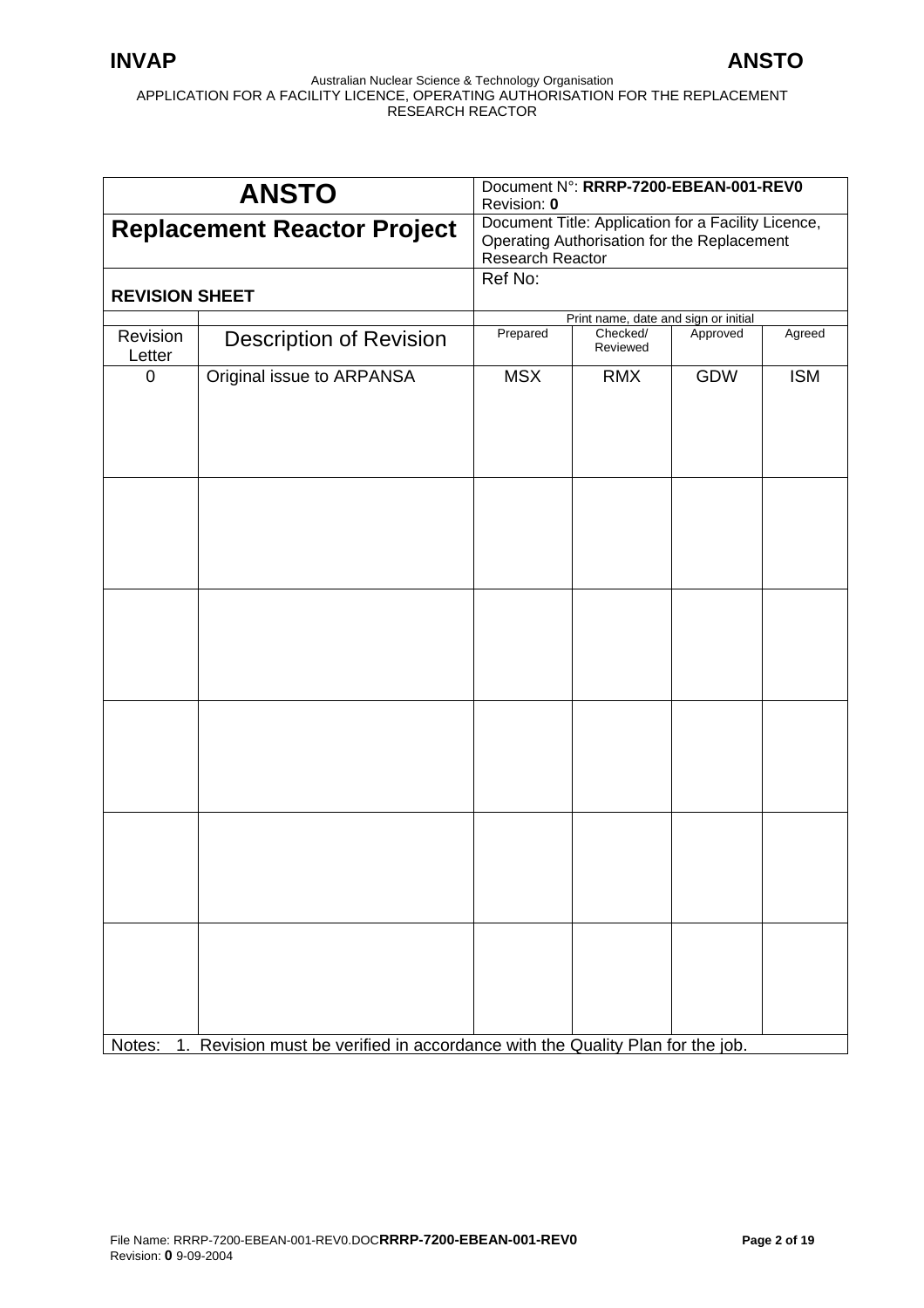| ANSTO | Document N°: **RRRP-7200-EBEAN-001-REV0** Revision: **0** | | | |
|---|---|---|---|---|
| **Replacement Reactor Project** | Document Title: Application for a Facility Licence, Operating Authorisation for the Replacement Research Reactor | | | |
| **REVISION SHEET** | Ref No: | | | |

| | | Print name, date and sign or initial | | | |
|---|---|---|---|---|---|
| Revision Letter | Description of Revision | Prepared | Checked/ Reviewed | Approved | Agreed |
| 0 | Original issue to ARPANSA | MSX | RMX | GDW | ISM |
| | | | | | |
| | | | | | |
| | | | | | |
| | | | | | |
| | | | | | |

Notes: 1. Revision must be verified in accordance with the Quality Plan for the job.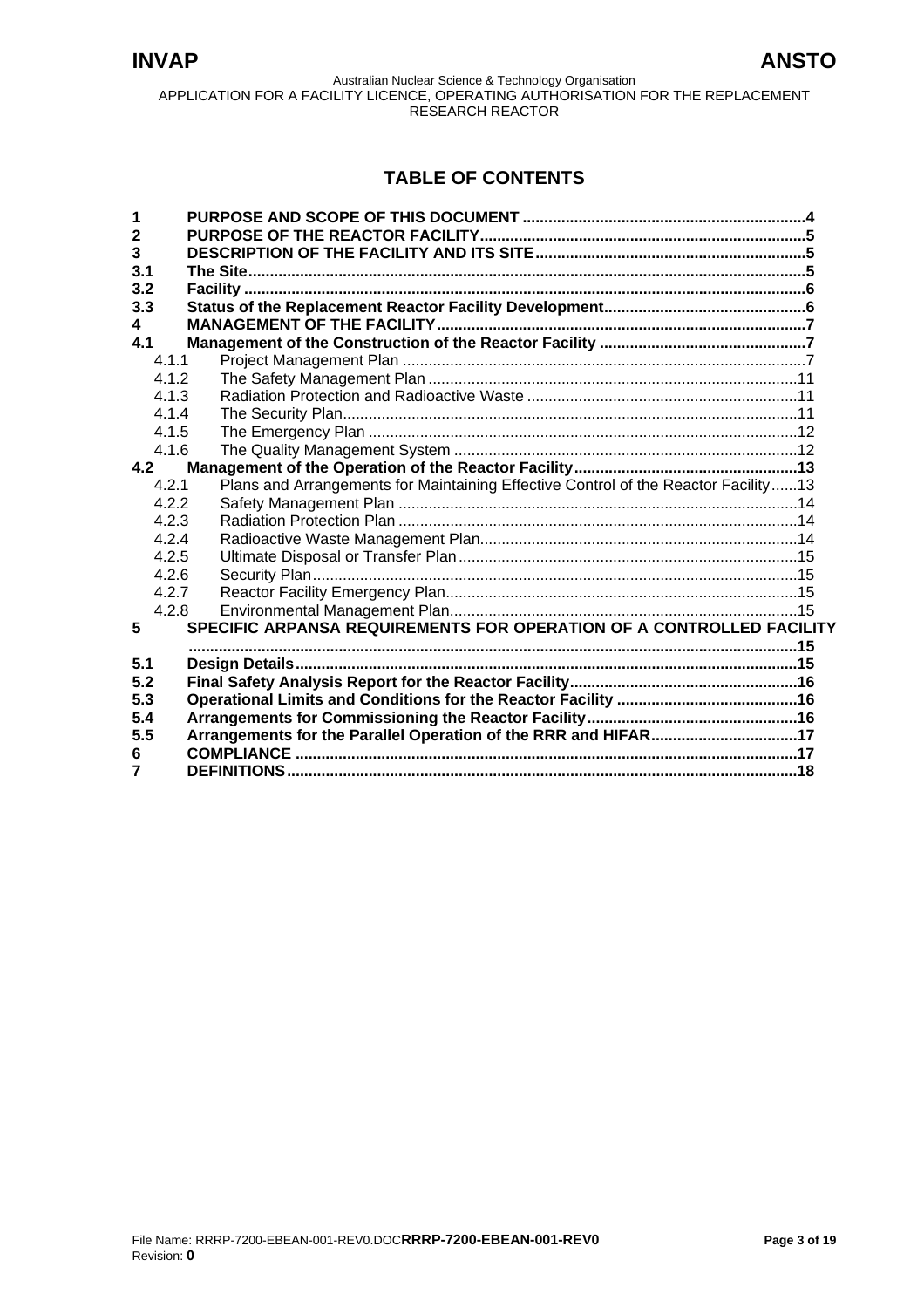# TABLE OF CONTENTS

| | | |
|---|---|---|
| **1** | **PURPOSE AND SCOPE OF THIS DOCUMENT** | **4** |
| **2** | **PURPOSE OF THE REACTOR FACILITY** | **5** |
| **3** | **DESCRIPTION OF THE FACILITY AND ITS SITE** | **5** |
| **3.1** | **The Site** | **5** |
| **3.2** | **Facility** | **6** |
| **3.3** | **Status of the Replacement Reactor Facility Development** | **6** |
| **4** | **MANAGEMENT OF THE FACILITY** | **7** |
| **4.1** | **Management of the Construction of the Reactor Facility** | **7** |
| 4.1.1 | Project Management Plan | 7 |
| 4.1.2 | The Safety Management Plan | 11 |
| 4.1.3 | Radiation Protection and Radioactive Waste | 11 |
| 4.1.4 | The Security Plan | 11 |
| 4.1.5 | The Emergency Plan | 12 |
| 4.1.6 | The Quality Management System | 12 |
| **4.2** | **Management of the Operation of the Reactor Facility** | **13** |
| 4.2.1 | Plans and Arrangements for Maintaining Effective Control of the Reactor Facility | 13 |
| 4.2.2 | Safety Management Plan | 14 |
| 4.2.3 | Radiation Protection Plan | 14 |
| 4.2.4 | Radioactive Waste Management Plan | 14 |
| 4.2.5 | Ultimate Disposal or Transfer Plan | 15 |
| 4.2.6 | Security Plan | 15 |
| 4.2.7 | Reactor Facility Emergency Plan | 15 |
| 4.2.8 | Environmental Management Plan | 15 |
| **5** | **SPECIFIC ARPANSA REQUIREMENTS FOR OPERATION OF A CONTROLLED FACILITY** | **15** |
| **5.1** | **Design Details** | **15** |
| **5.2** | **Final Safety Analysis Report for the Reactor Facility** | **16** |
| **5.3** | **Operational Limits and Conditions for the Reactor Facility** | **16** |
| **5.4** | **Arrangements for Commissioning the Reactor Facility** | **16** |
| **5.5** | **Arrangements for the Parallel Operation of the RRR and HIFAR** | **17** |
| **6** | **COMPLIANCE** | **17** |
| **7** | **DEFINITIONS** | **18** |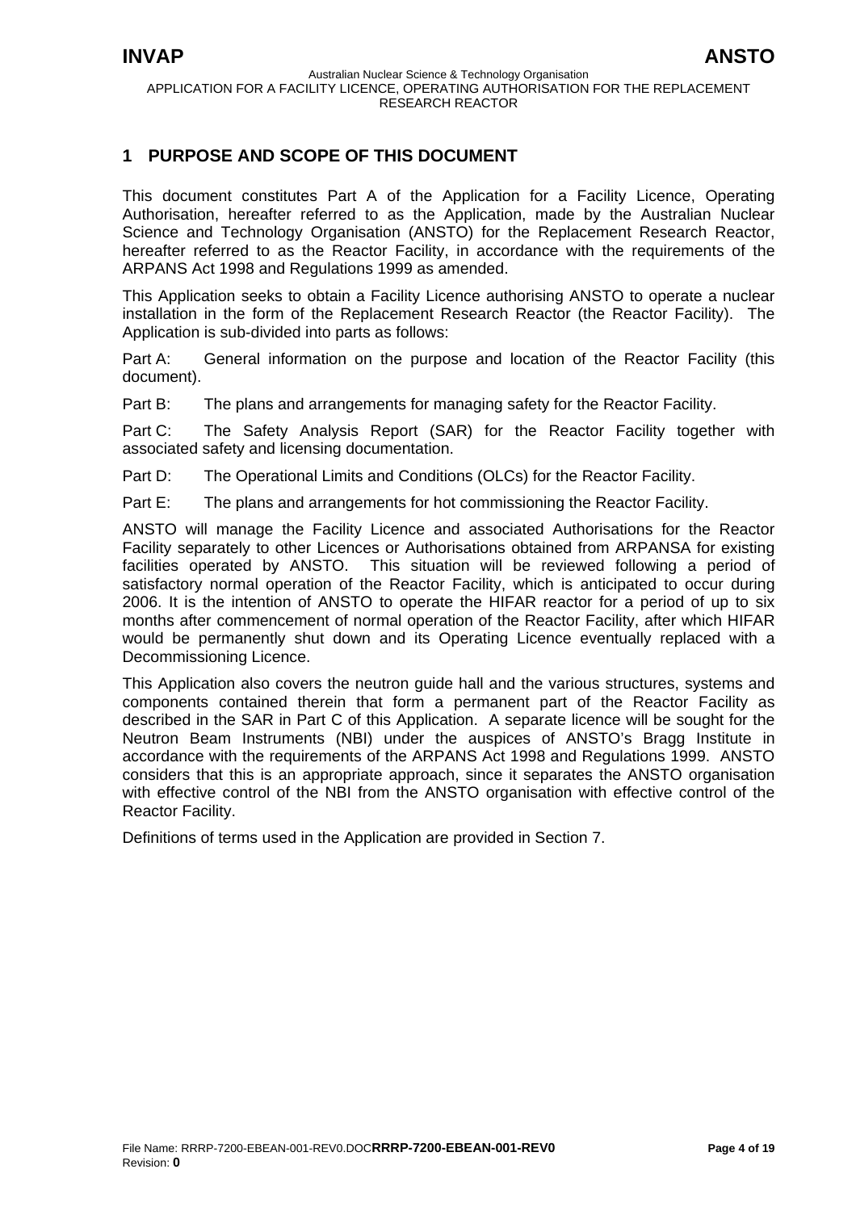# 1 PURPOSE AND SCOPE OF THIS DOCUMENT

This document constitutes Part A of the Application for a Facility Licence, Operating Authorisation, hereafter referred to as the Application, made by the Australian Nuclear Science and Technology Organisation (ANSTO) for the Replacement Research Reactor, hereafter referred to as the Reactor Facility, in accordance with the requirements of the ARPANS Act 1998 and Regulations 1999 as amended.

This Application seeks to obtain a Facility Licence authorising ANSTO to operate a nuclear installation in the form of the Replacement Research Reactor (the Reactor Facility). The Application is sub-divided into parts as follows:

Part A: General information on the purpose and location of the Reactor Facility (this document).

Part B: The plans and arrangements for managing safety for the Reactor Facility.

Part C: The Safety Analysis Report (SAR) for the Reactor Facility together with associated safety and licensing documentation.

Part D: The Operational Limits and Conditions (OLCs) for the Reactor Facility.

Part E: The plans and arrangements for hot commissioning the Reactor Facility.

ANSTO will manage the Facility Licence and associated Authorisations for the Reactor Facility separately to other Licences or Authorisations obtained from ARPANSA for existing facilities operated by ANSTO. This situation will be reviewed following a period of satisfactory normal operation of the Reactor Facility, which is anticipated to occur during 2006. It is the intention of ANSTO to operate the HIFAR reactor for a period of up to six months after commencement of normal operation of the Reactor Facility, after which HIFAR would be permanently shut down and its Operating Licence eventually replaced with a Decommissioning Licence.

This Application also covers the neutron guide hall and the various structures, systems and components contained therein that form a permanent part of the Reactor Facility as described in the SAR in Part C of this Application. A separate licence will be sought for the Neutron Beam Instruments (NBI) under the auspices of ANSTO's Bragg Institute in accordance with the requirements of the ARPANS Act 1998 and Regulations 1999. ANSTO considers that this is an appropriate approach, since it separates the ANSTO organisation with effective control of the NBI from the ANSTO organisation with effective control of the Reactor Facility.

Definitions of terms used in the Application are provided in Section 7.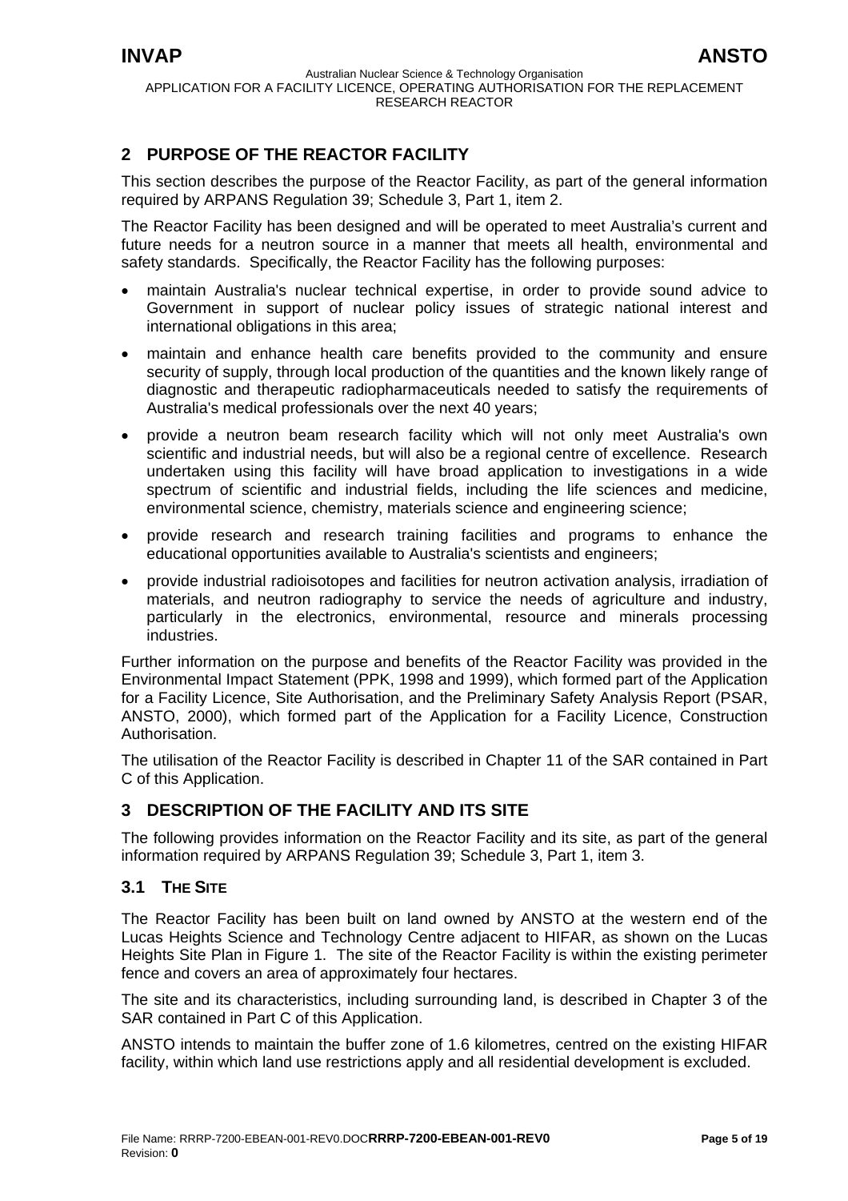## 2 PURPOSE OF THE REACTOR FACILITY

This section describes the purpose of the Reactor Facility, as part of the general information required by ARPANS Regulation 39; Schedule 3, Part 1, item 2.

The Reactor Facility has been designed and will be operated to meet Australia's current and future needs for a neutron source in a manner that meets all health, environmental and safety standards. Specifically, the Reactor Facility has the following purposes:

- maintain Australia's nuclear technical expertise, in order to provide sound advice to Government in support of nuclear policy issues of strategic national interest and international obligations in this area;
- maintain and enhance health care benefits provided to the community and ensure security of supply, through local production of the quantities and the known likely range of diagnostic and therapeutic radiopharmaceuticals needed to satisfy the requirements of Australia's medical professionals over the next 40 years;
- provide a neutron beam research facility which will not only meet Australia's own scientific and industrial needs, but will also be a regional centre of excellence. Research undertaken using this facility will have broad application to investigations in a wide spectrum of scientific and industrial fields, including the life sciences and medicine, environmental science, chemistry, materials science and engineering science;
- provide research and research training facilities and programs to enhance the educational opportunities available to Australia's scientists and engineers;
- provide industrial radioisotopes and facilities for neutron activation analysis, irradiation of materials, and neutron radiography to service the needs of agriculture and industry, particularly in the electronics, environmental, resource and minerals processing industries.

Further information on the purpose and benefits of the Reactor Facility was provided in the Environmental Impact Statement (PPK, 1998 and 1999), which formed part of the Application for a Facility Licence, Site Authorisation, and the Preliminary Safety Analysis Report (PSAR, ANSTO, 2000), which formed part of the Application for a Facility Licence, Construction Authorisation.

The utilisation of the Reactor Facility is described in Chapter 11 of the SAR contained in Part C of this Application.

## 3 DESCRIPTION OF THE FACILITY AND ITS SITE

The following provides information on the Reactor Facility and its site, as part of the general information required by ARPANS Regulation 39; Schedule 3, Part 1, item 3.

### 3.1 THE SITE

The Reactor Facility has been built on land owned by ANSTO at the western end of the Lucas Heights Science and Technology Centre adjacent to HIFAR, as shown on the Lucas Heights Site Plan in Figure 1. The site of the Reactor Facility is within the existing perimeter fence and covers an area of approximately four hectares.

The site and its characteristics, including surrounding land, is described in Chapter 3 of the SAR contained in Part C of this Application.

ANSTO intends to maintain the buffer zone of 1.6 kilometres, centred on the existing HIFAR facility, within which land use restrictions apply and all residential development is excluded.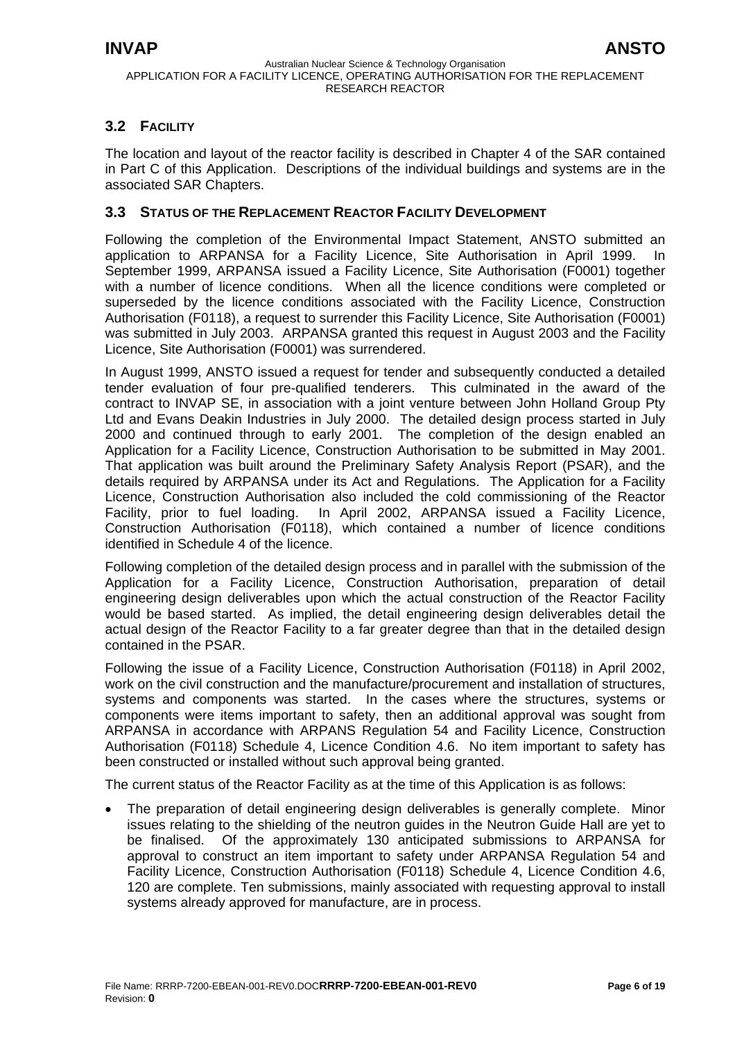## 3.2 FACILITY

The location and layout of the reactor facility is described in Chapter 4 of the SAR contained in Part C of this Application. Descriptions of the individual buildings and systems are in the associated SAR Chapters.

## 3.3 STATUS OF THE REPLACEMENT REACTOR FACILITY DEVELOPMENT

Following the completion of the Environmental Impact Statement, ANSTO submitted an application to ARPANSA for a Facility Licence, Site Authorisation in April 1999. In September 1999, ARPANSA issued a Facility Licence, Site Authorisation (F0001) together with a number of licence conditions. When all the licence conditions were completed or superseded by the licence conditions associated with the Facility Licence, Construction Authorisation (F0118), a request to surrender this Facility Licence, Site Authorisation (F0001) was submitted in July 2003. ARPANSA granted this request in August 2003 and the Facility Licence, Site Authorisation (F0001) was surrendered.

In August 1999, ANSTO issued a request for tender and subsequently conducted a detailed tender evaluation of four pre-qualified tenderers. This culminated in the award of the contract to INVAP SE, in association with a joint venture between John Holland Group Pty Ltd and Evans Deakin Industries in July 2000. The detailed design process started in July 2000 and continued through to early 2001. The completion of the design enabled an Application for a Facility Licence, Construction Authorisation to be submitted in May 2001. That application was built around the Preliminary Safety Analysis Report (PSAR), and the details required by ARPANSA under its Act and Regulations. The Application for a Facility Licence, Construction Authorisation also included the cold commissioning of the Reactor Facility, prior to fuel loading. In April 2002, ARPANSA issued a Facility Licence, Construction Authorisation (F0118), which contained a number of licence conditions identified in Schedule 4 of the licence.

Following completion of the detailed design process and in parallel with the submission of the Application for a Facility Licence, Construction Authorisation, preparation of detail engineering design deliverables upon which the actual construction of the Reactor Facility would be based started. As implied, the detail engineering design deliverables detail the actual design of the Reactor Facility to a far greater degree than that in the detailed design contained in the PSAR.

Following the issue of a Facility Licence, Construction Authorisation (F0118) in April 2002, work on the civil construction and the manufacture/procurement and installation of structures, systems and components was started. In the cases where the structures, systems or components were items important to safety, then an additional approval was sought from ARPANSA in accordance with ARPANS Regulation 54 and Facility Licence, Construction Authorisation (F0118) Schedule 4, Licence Condition 4.6. No item important to safety has been constructed or installed without such approval being granted.

The current status of the Reactor Facility as at the time of this Application is as follows:

- The preparation of detail engineering design deliverables is generally complete. Minor issues relating to the shielding of the neutron guides in the Neutron Guide Hall are yet to be finalised. Of the approximately 130 anticipated submissions to ARPANSA for approval to construct an item important to safety under ARPANSA Regulation 54 and Facility Licence, Construction Authorisation (F0118) Schedule 4, Licence Condition 4.6, 120 are complete. Ten submissions, mainly associated with requesting approval to install systems already approved for manufacture, are in process.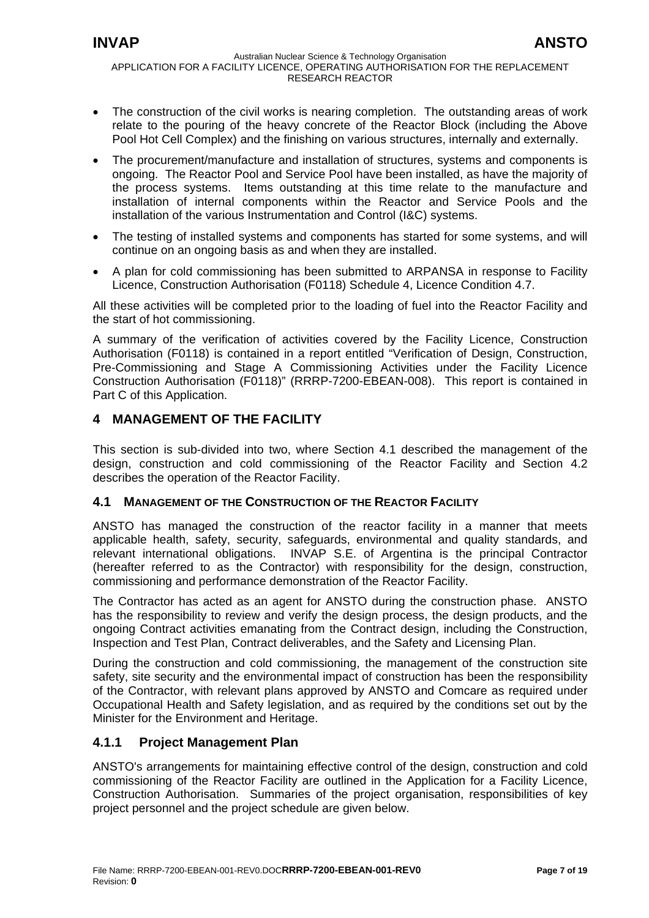- The construction of the civil works is nearing completion. The outstanding areas of work relate to the pouring of the heavy concrete of the Reactor Block (including the Above Pool Hot Cell Complex) and the finishing on various structures, internally and externally.
- The procurement/manufacture and installation of structures, systems and components is ongoing. The Reactor Pool and Service Pool have been installed, as have the majority of the process systems. Items outstanding at this time relate to the manufacture and installation of internal components within the Reactor and Service Pools and the installation of the various Instrumentation and Control (I&C) systems.
- The testing of installed systems and components has started for some systems, and will continue on an ongoing basis as and when they are installed.
- A plan for cold commissioning has been submitted to ARPANSA in response to Facility Licence, Construction Authorisation (F0118) Schedule 4, Licence Condition 4.7.

All these activities will be completed prior to the loading of fuel into the Reactor Facility and the start of hot commissioning.

A summary of the verification of activities covered by the Facility Licence, Construction Authorisation (F0118) is contained in a report entitled "Verification of Design, Construction, Pre-Commissioning and Stage A Commissioning Activities under the Facility Licence Construction Authorisation (F0118)" (RRRP-7200-EBEAN-008). This report is contained in Part C of this Application.

# 4 MANAGEMENT OF THE FACILITY

This section is sub-divided into two, where Section 4.1 described the management of the design, construction and cold commissioning of the Reactor Facility and Section 4.2 describes the operation of the Reactor Facility.

## 4.1 MANAGEMENT OF THE CONSTRUCTION OF THE REACTOR FACILITY

ANSTO has managed the construction of the reactor facility in a manner that meets applicable health, safety, security, safeguards, environmental and quality standards, and relevant international obligations. INVAP S.E. of Argentina is the principal Contractor (hereafter referred to as the Contractor) with responsibility for the design, construction, commissioning and performance demonstration of the Reactor Facility.

The Contractor has acted as an agent for ANSTO during the construction phase. ANSTO has the responsibility to review and verify the design process, the design products, and the ongoing Contract activities emanating from the Contract design, including the Construction, Inspection and Test Plan, Contract deliverables, and the Safety and Licensing Plan.

During the construction and cold commissioning, the management of the construction site safety, site security and the environmental impact of construction has been the responsibility of the Contractor, with relevant plans approved by ANSTO and Comcare as required under Occupational Health and Safety legislation, and as required by the conditions set out by the Minister for the Environment and Heritage.

### 4.1.1 Project Management Plan

ANSTO's arrangements for maintaining effective control of the design, construction and cold commissioning of the Reactor Facility are outlined in the Application for a Facility Licence, Construction Authorisation. Summaries of the project organisation, responsibilities of key project personnel and the project schedule are given below.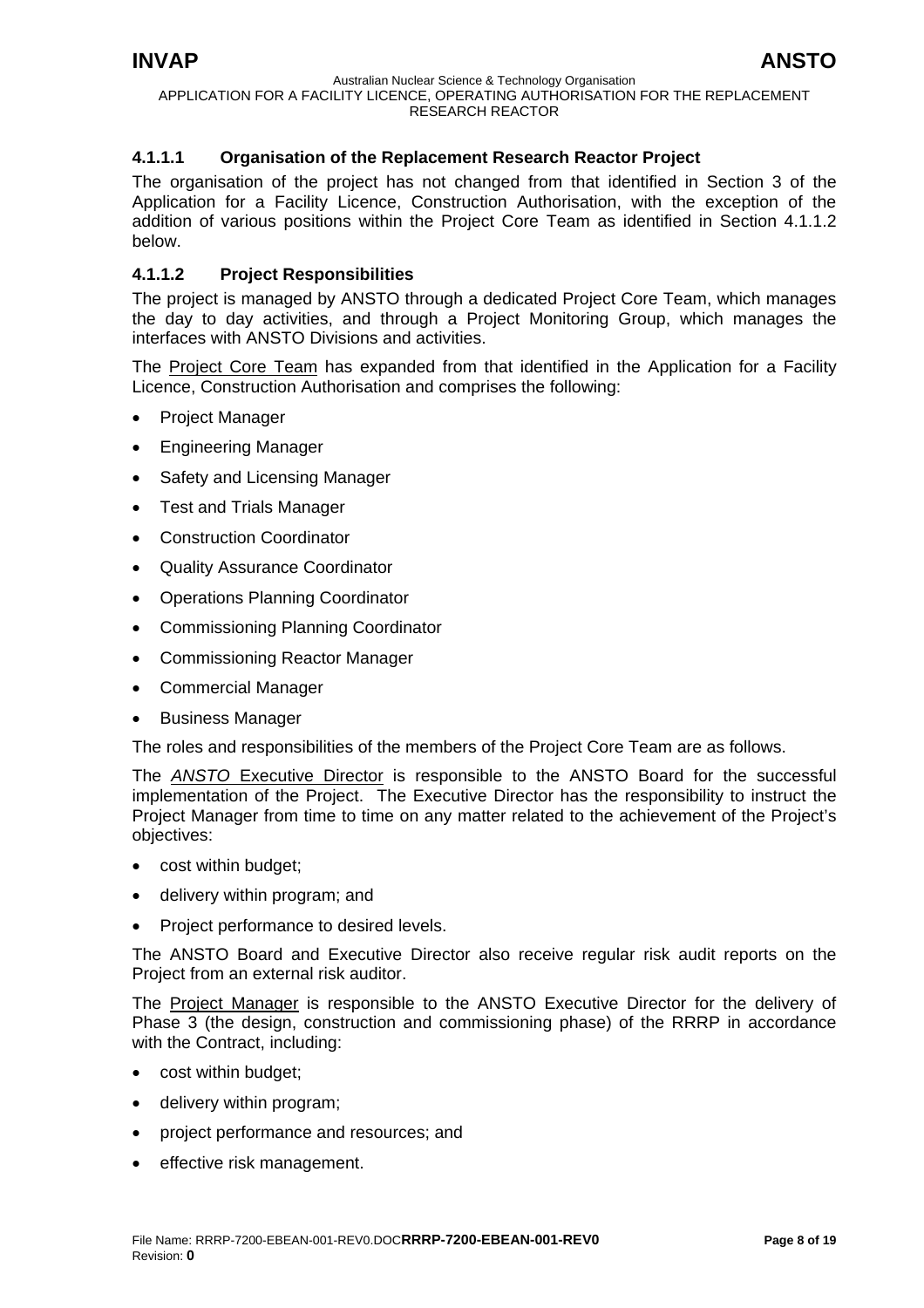#### 4.1.1.1 Organisation of the Replacement Research Reactor Project

The organisation of the project has not changed from that identified in Section 3 of the Application for a Facility Licence, Construction Authorisation, with the exception of the addition of various positions within the Project Core Team as identified in Section 4.1.1.2 below.

#### 4.1.1.2 Project Responsibilities

The project is managed by ANSTO through a dedicated Project Core Team, which manages the day to day activities, and through a Project Monitoring Group, which manages the interfaces with ANSTO Divisions and activities.

The Project Core Team has expanded from that identified in the Application for a Facility Licence, Construction Authorisation and comprises the following:

- Project Manager
- Engineering Manager
- Safety and Licensing Manager
- Test and Trials Manager
- Construction Coordinator
- Quality Assurance Coordinator
- Operations Planning Coordinator
- Commissioning Planning Coordinator
- Commissioning Reactor Manager
- Commercial Manager
- Business Manager

The roles and responsibilities of the members of the Project Core Team are as follows.

The *ANSTO* Executive Director is responsible to the ANSTO Board for the successful implementation of the Project. The Executive Director has the responsibility to instruct the Project Manager from time to time on any matter related to the achievement of the Project's objectives:

- cost within budget;
- delivery within program; and
- Project performance to desired levels.

The ANSTO Board and Executive Director also receive regular risk audit reports on the Project from an external risk auditor.

The Project Manager is responsible to the ANSTO Executive Director for the delivery of Phase 3 (the design, construction and commissioning phase) of the RRRP in accordance with the Contract, including:

- cost within budget;
- delivery within program;
- project performance and resources; and
- effective risk management.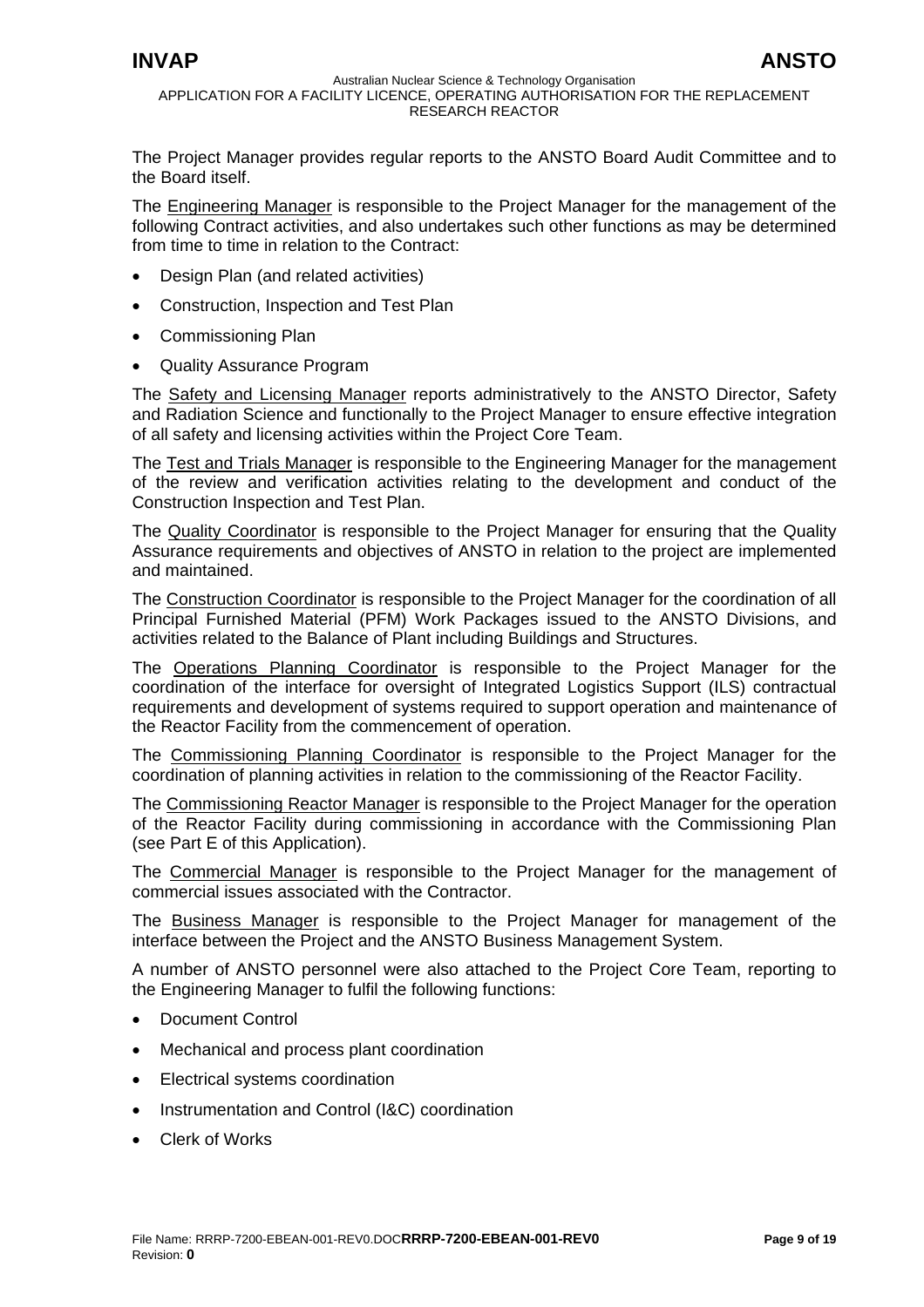The Project Manager provides regular reports to the ANSTO Board Audit Committee and to the Board itself.

The Engineering Manager is responsible to the Project Manager for the management of the following Contract activities, and also undertakes such other functions as may be determined from time to time in relation to the Contract:

- Design Plan (and related activities)
- Construction, Inspection and Test Plan
- Commissioning Plan
- Quality Assurance Program

The Safety and Licensing Manager reports administratively to the ANSTO Director, Safety and Radiation Science and functionally to the Project Manager to ensure effective integration of all safety and licensing activities within the Project Core Team.

The Test and Trials Manager is responsible to the Engineering Manager for the management of the review and verification activities relating to the development and conduct of the Construction Inspection and Test Plan.

The Quality Coordinator is responsible to the Project Manager for ensuring that the Quality Assurance requirements and objectives of ANSTO in relation to the project are implemented and maintained.

The Construction Coordinator is responsible to the Project Manager for the coordination of all Principal Furnished Material (PFM) Work Packages issued to the ANSTO Divisions, and activities related to the Balance of Plant including Buildings and Structures.

The Operations Planning Coordinator is responsible to the Project Manager for the coordination of the interface for oversight of Integrated Logistics Support (ILS) contractual requirements and development of systems required to support operation and maintenance of the Reactor Facility from the commencement of operation.

The Commissioning Planning Coordinator is responsible to the Project Manager for the coordination of planning activities in relation to the commissioning of the Reactor Facility.

The Commissioning Reactor Manager is responsible to the Project Manager for the operation of the Reactor Facility during commissioning in accordance with the Commissioning Plan (see Part E of this Application).

The Commercial Manager is responsible to the Project Manager for the management of commercial issues associated with the Contractor.

The Business Manager is responsible to the Project Manager for management of the interface between the Project and the ANSTO Business Management System.

A number of ANSTO personnel were also attached to the Project Core Team, reporting to the Engineering Manager to fulfil the following functions:

- Document Control
- Mechanical and process plant coordination
- Electrical systems coordination
- Instrumentation and Control (I&C) coordination
- Clerk of Works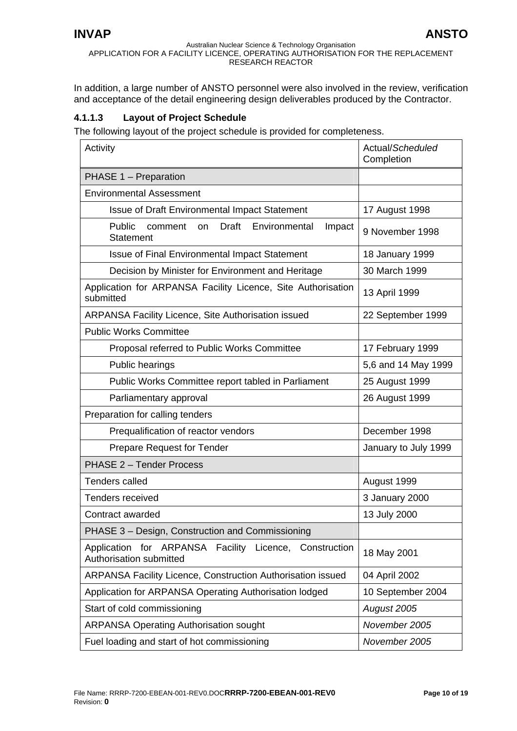In addition, a large number of ANSTO personnel were also involved in the review, verification and acceptance of the detail engineering design deliverables produced by the Contractor.

#### 4.1.1.3 Layout of Project Schedule

The following layout of the project schedule is provided for completeness.

| Activity | Actual/*Scheduled* Completion |
|---|---|
| PHASE 1 – Preparation | |
| Environmental Assessment | |
| Issue of Draft Environmental Impact Statement | 17 August 1998 |
| Public comment on Draft Environmental Impact Statement | 9 November 1998 |
| Issue of Final Environmental Impact Statement | 18 January 1999 |
| Decision by Minister for Environment and Heritage | 30 March 1999 |
| Application for ARPANSA Facility Licence, Site Authorisation submitted | 13 April 1999 |
| ARPANSA Facility Licence, Site Authorisation issued | 22 September 1999 |
| Public Works Committee | |
| Proposal referred to Public Works Committee | 17 February 1999 |
| Public hearings | 5,6 and 14 May 1999 |
| Public Works Committee report tabled in Parliament | 25 August 1999 |
| Parliamentary approval | 26 August 1999 |
| Preparation for calling tenders | |
| Prequalification of reactor vendors | December 1998 |
| Prepare Request for Tender | January to July 1999 |
| PHASE 2 – Tender Process | |
| Tenders called | August 1999 |
| Tenders received | 3 January 2000 |
| Contract awarded | 13 July 2000 |
| PHASE 3 – Design, Construction and Commissioning | |
| Application for ARPANSA Facility Licence, Construction Authorisation submitted | 18 May 2001 |
| ARPANSA Facility Licence, Construction Authorisation issued | 04 April 2002 |
| Application for ARPANSA Operating Authorisation lodged | 10 September 2004 |
| Start of cold commissioning | *August 2005* |
| ARPANSA Operating Authorisation sought | *November 2005* |
| Fuel loading and start of hot commissioning | *November 2005* |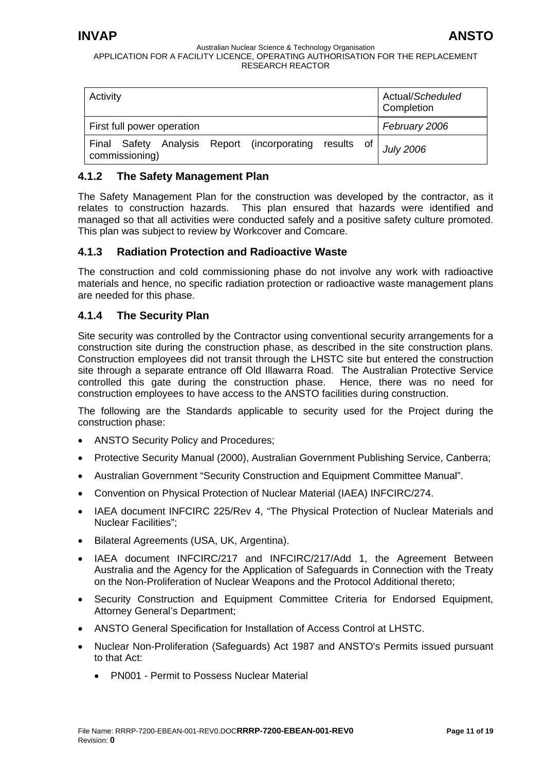| Activity | Actual/*Scheduled* Completion |
|---|---|
| First full power operation | *February 2006* |
| Final Safety Analysis Report (incorporating results of commissioning) | *July 2006* |

### 4.1.2 The Safety Management Plan

The Safety Management Plan for the construction was developed by the contractor, as it relates to construction hazards. This plan ensured that hazards were identified and managed so that all activities were conducted safely and a positive safety culture promoted. This plan was subject to review by Workcover and Comcare.

### 4.1.3 Radiation Protection and Radioactive Waste

The construction and cold commissioning phase do not involve any work with radioactive materials and hence, no specific radiation protection or radioactive waste management plans are needed for this phase.

### 4.1.4 The Security Plan

Site security was controlled by the Contractor using conventional security arrangements for a construction site during the construction phase, as described in the site construction plans. Construction employees did not transit through the LHSTC site but entered the construction site through a separate entrance off Old Illawarra Road. The Australian Protective Service controlled this gate during the construction phase. Hence, there was no need for construction employees to have access to the ANSTO facilities during construction.

The following are the Standards applicable to security used for the Project during the construction phase:

- ANSTO Security Policy and Procedures;
- Protective Security Manual (2000), Australian Government Publishing Service, Canberra;
- Australian Government "Security Construction and Equipment Committee Manual".
- Convention on Physical Protection of Nuclear Material (IAEA) INFCIRC/274.
- IAEA document INFCIRC 225/Rev 4, "The Physical Protection of Nuclear Materials and Nuclear Facilities";
- Bilateral Agreements (USA, UK, Argentina).
- IAEA document INFCIRC/217 and INFCIRC/217/Add 1, the Agreement Between Australia and the Agency for the Application of Safeguards in Connection with the Treaty on the Non-Proliferation of Nuclear Weapons and the Protocol Additional thereto;
- Security Construction and Equipment Committee Criteria for Endorsed Equipment, Attorney General's Department;
- ANSTO General Specification for Installation of Access Control at LHSTC.
- Nuclear Non-Proliferation (Safeguards) Act 1987 and ANSTO's Permits issued pursuant to that Act:
    - PN001 - Permit to Possess Nuclear Material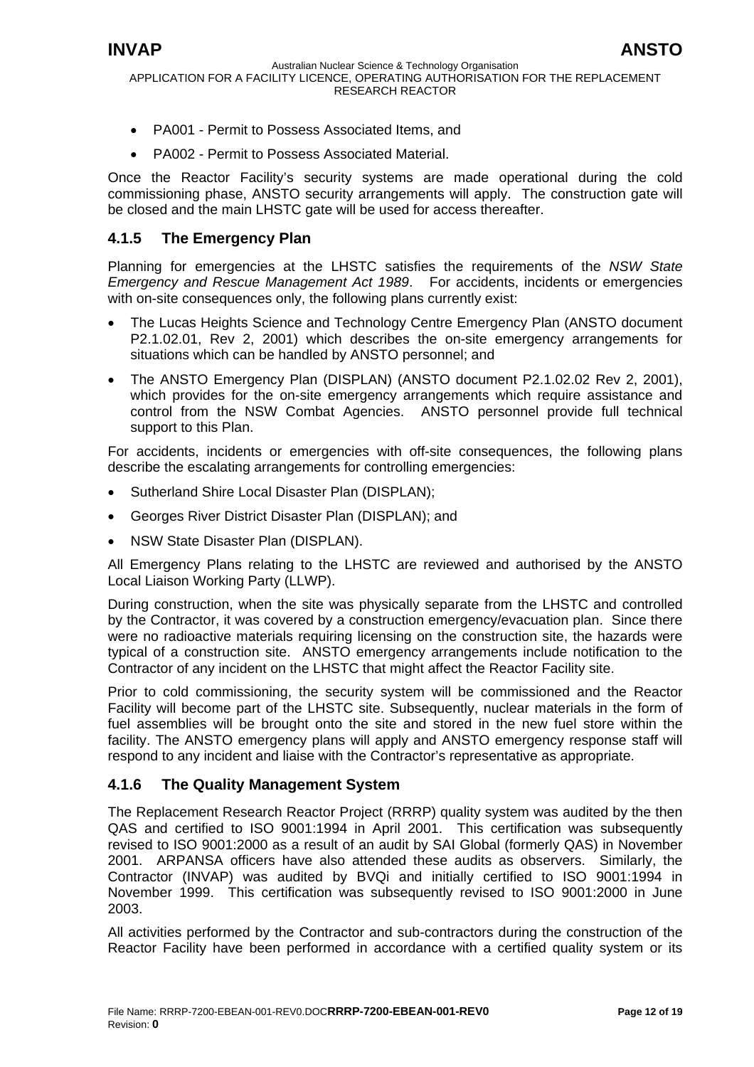- PA001 - Permit to Possess Associated Items, and
- PA002 - Permit to Possess Associated Material.

Once the Reactor Facility's security systems are made operational during the cold commissioning phase, ANSTO security arrangements will apply. The construction gate will be closed and the main LHSTC gate will be used for access thereafter.

### 4.1.5 The Emergency Plan

Planning for emergencies at the LHSTC satisfies the requirements of the *NSW State Emergency and Rescue Management Act 1989*. For accidents, incidents or emergencies with on-site consequences only, the following plans currently exist:

- The Lucas Heights Science and Technology Centre Emergency Plan (ANSTO document P2.1.02.01, Rev 2, 2001) which describes the on-site emergency arrangements for situations which can be handled by ANSTO personnel; and
- The ANSTO Emergency Plan (DISPLAN) (ANSTO document P2.1.02.02 Rev 2, 2001), which provides for the on-site emergency arrangements which require assistance and control from the NSW Combat Agencies. ANSTO personnel provide full technical support to this Plan.

For accidents, incidents or emergencies with off-site consequences, the following plans describe the escalating arrangements for controlling emergencies:

- Sutherland Shire Local Disaster Plan (DISPLAN);
- Georges River District Disaster Plan (DISPLAN); and
- NSW State Disaster Plan (DISPLAN).

All Emergency Plans relating to the LHSTC are reviewed and authorised by the ANSTO Local Liaison Working Party (LLWP).

During construction, when the site was physically separate from the LHSTC and controlled by the Contractor, it was covered by a construction emergency/evacuation plan. Since there were no radioactive materials requiring licensing on the construction site, the hazards were typical of a construction site. ANSTO emergency arrangements include notification to the Contractor of any incident on the LHSTC that might affect the Reactor Facility site.

Prior to cold commissioning, the security system will be commissioned and the Reactor Facility will become part of the LHSTC site. Subsequently, nuclear materials in the form of fuel assemblies will be brought onto the site and stored in the new fuel store within the facility. The ANSTO emergency plans will apply and ANSTO emergency response staff will respond to any incident and liaise with the Contractor's representative as appropriate.

### 4.1.6 The Quality Management System

The Replacement Research Reactor Project (RRRP) quality system was audited by the then QAS and certified to ISO 9001:1994 in April 2001. This certification was subsequently revised to ISO 9001:2000 as a result of an audit by SAI Global (formerly QAS) in November 2001. ARPANSA officers have also attended these audits as observers. Similarly, the Contractor (INVAP) was audited by BVQi and initially certified to ISO 9001:1994 in November 1999. This certification was subsequently revised to ISO 9001:2000 in June 2003.

All activities performed by the Contractor and sub-contractors during the construction of the Reactor Facility have been performed in accordance with a certified quality system or its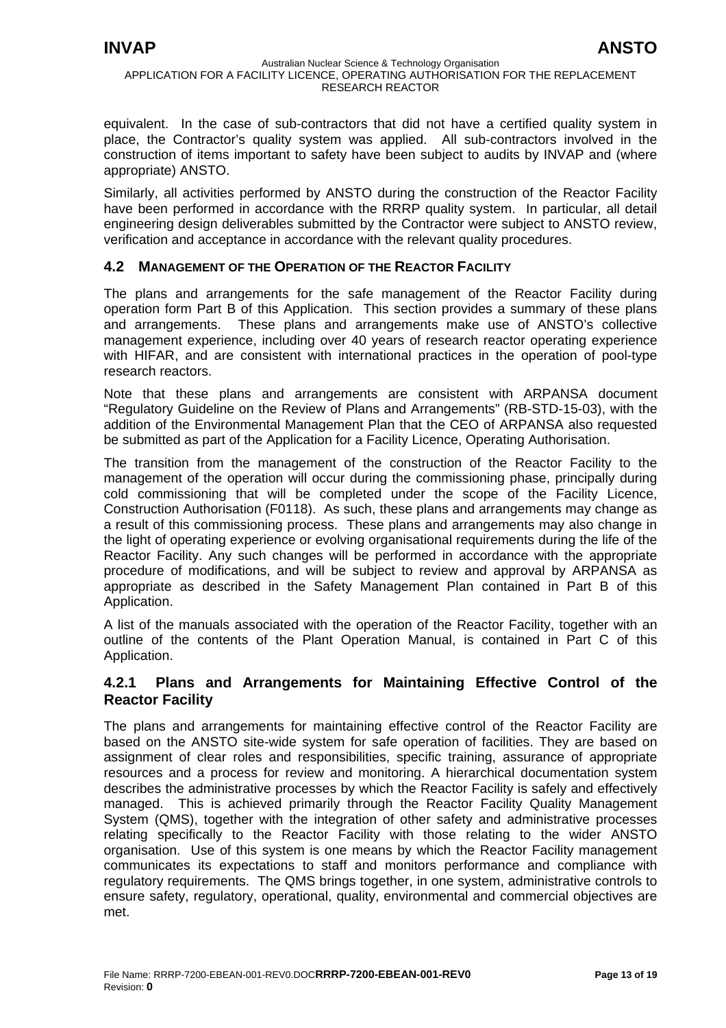equivalent. In the case of sub-contractors that did not have a certified quality system in place, the Contractor's quality system was applied. All sub-contractors involved in the construction of items important to safety have been subject to audits by INVAP and (where appropriate) ANSTO.

Similarly, all activities performed by ANSTO during the construction of the Reactor Facility have been performed in accordance with the RRRP quality system. In particular, all detail engineering design deliverables submitted by the Contractor were subject to ANSTO review, verification and acceptance in accordance with the relevant quality procedures.

## 4.2 MANAGEMENT OF THE OPERATION OF THE REACTOR FACILITY

The plans and arrangements for the safe management of the Reactor Facility during operation form Part B of this Application. This section provides a summary of these plans and arrangements. These plans and arrangements make use of ANSTO's collective management experience, including over 40 years of research reactor operating experience with HIFAR, and are consistent with international practices in the operation of pool-type research reactors.

Note that these plans and arrangements are consistent with ARPANSA document "Regulatory Guideline on the Review of Plans and Arrangements" (RB-STD-15-03), with the addition of the Environmental Management Plan that the CEO of ARPANSA also requested be submitted as part of the Application for a Facility Licence, Operating Authorisation.

The transition from the management of the construction of the Reactor Facility to the management of the operation will occur during the commissioning phase, principally during cold commissioning that will be completed under the scope of the Facility Licence, Construction Authorisation (F0118). As such, these plans and arrangements may change as a result of this commissioning process. These plans and arrangements may also change in the light of operating experience or evolving organisational requirements during the life of the Reactor Facility. Any such changes will be performed in accordance with the appropriate procedure of modifications, and will be subject to review and approval by ARPANSA as appropriate as described in the Safety Management Plan contained in Part B of this Application.

A list of the manuals associated with the operation of the Reactor Facility, together with an outline of the contents of the Plant Operation Manual, is contained in Part C of this Application.

### 4.2.1 Plans and Arrangements for Maintaining Effective Control of the Reactor Facility

The plans and arrangements for maintaining effective control of the Reactor Facility are based on the ANSTO site-wide system for safe operation of facilities. They are based on assignment of clear roles and responsibilities, specific training, assurance of appropriate resources and a process for review and monitoring. A hierarchical documentation system describes the administrative processes by which the Reactor Facility is safely and effectively managed. This is achieved primarily through the Reactor Facility Quality Management System (QMS), together with the integration of other safety and administrative processes relating specifically to the Reactor Facility with those relating to the wider ANSTO organisation. Use of this system is one means by which the Reactor Facility management communicates its expectations to staff and monitors performance and compliance with regulatory requirements. The QMS brings together, in one system, administrative controls to ensure safety, regulatory, operational, quality, environmental and commercial objectives are met.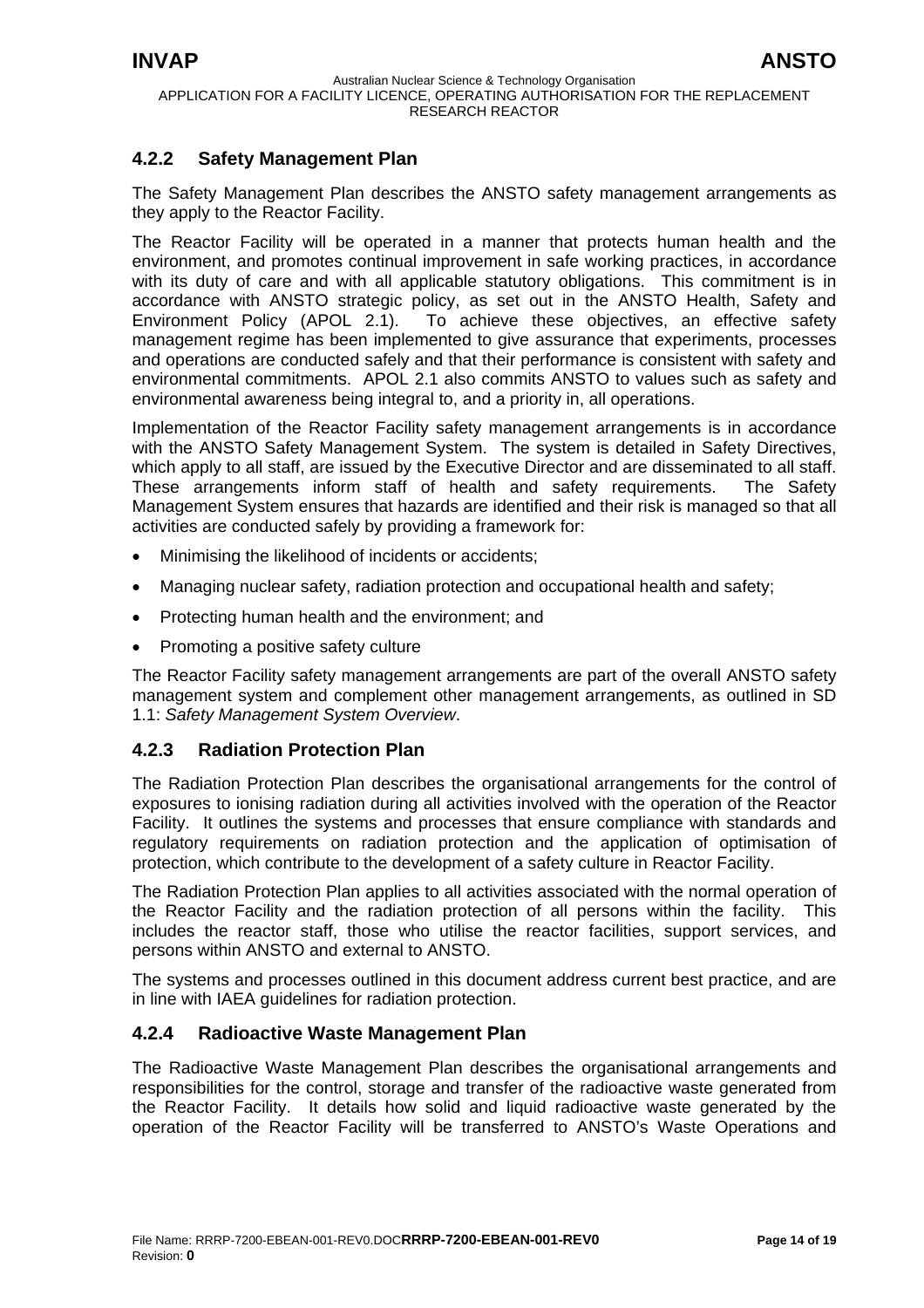### 4.2.2 Safety Management Plan

The Safety Management Plan describes the ANSTO safety management arrangements as they apply to the Reactor Facility.

The Reactor Facility will be operated in a manner that protects human health and the environment, and promotes continual improvement in safe working practices, in accordance with its duty of care and with all applicable statutory obligations. This commitment is in accordance with ANSTO strategic policy, as set out in the ANSTO Health, Safety and Environment Policy (APOL 2.1). To achieve these objectives, an effective safety management regime has been implemented to give assurance that experiments, processes and operations are conducted safely and that their performance is consistent with safety and environmental commitments. APOL 2.1 also commits ANSTO to values such as safety and environmental awareness being integral to, and a priority in, all operations.

Implementation of the Reactor Facility safety management arrangements is in accordance with the ANSTO Safety Management System. The system is detailed in Safety Directives, which apply to all staff, are issued by the Executive Director and are disseminated to all staff. These arrangements inform staff of health and safety requirements. The Safety Management System ensures that hazards are identified and their risk is managed so that all activities are conducted safely by providing a framework for:

- Minimising the likelihood of incidents or accidents;
- Managing nuclear safety, radiation protection and occupational health and safety;
- Protecting human health and the environment; and
- Promoting a positive safety culture

The Reactor Facility safety management arrangements are part of the overall ANSTO safety management system and complement other management arrangements, as outlined in SD 1.1: *Safety Management System Overview*.

### 4.2.3 Radiation Protection Plan

The Radiation Protection Plan describes the organisational arrangements for the control of exposures to ionising radiation during all activities involved with the operation of the Reactor Facility. It outlines the systems and processes that ensure compliance with standards and regulatory requirements on radiation protection and the application of optimisation of protection, which contribute to the development of a safety culture in Reactor Facility.

The Radiation Protection Plan applies to all activities associated with the normal operation of the Reactor Facility and the radiation protection of all persons within the facility. This includes the reactor staff, those who utilise the reactor facilities, support services, and persons within ANSTO and external to ANSTO.

The systems and processes outlined in this document address current best practice, and are in line with IAEA guidelines for radiation protection.

### 4.2.4 Radioactive Waste Management Plan

The Radioactive Waste Management Plan describes the organisational arrangements and responsibilities for the control, storage and transfer of the radioactive waste generated from the Reactor Facility. It details how solid and liquid radioactive waste generated by the operation of the Reactor Facility will be transferred to ANSTO's Waste Operations and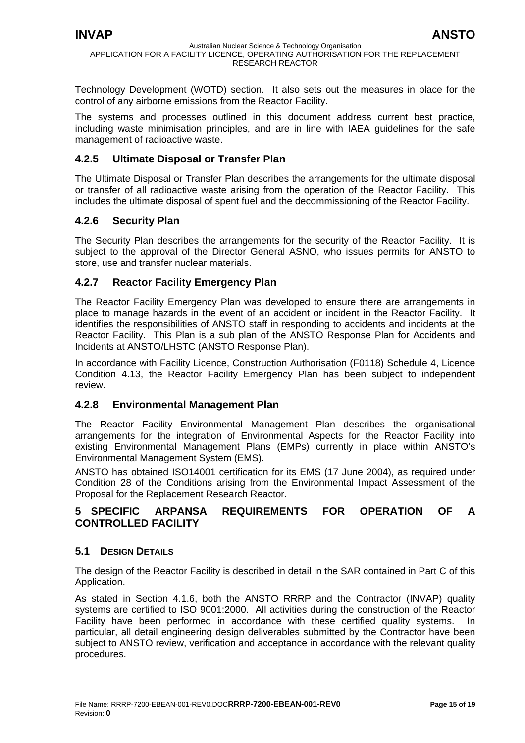Technology Development (WOTD) section. It also sets out the measures in place for the control of any airborne emissions from the Reactor Facility.

The systems and processes outlined in this document address current best practice, including waste minimisation principles, and are in line with IAEA guidelines for the safe management of radioactive waste.

### 4.2.5 Ultimate Disposal or Transfer Plan

The Ultimate Disposal or Transfer Plan describes the arrangements for the ultimate disposal or transfer of all radioactive waste arising from the operation of the Reactor Facility. This includes the ultimate disposal of spent fuel and the decommissioning of the Reactor Facility.

### 4.2.6 Security Plan

The Security Plan describes the arrangements for the security of the Reactor Facility. It is subject to the approval of the Director General ASNO, who issues permits for ANSTO to store, use and transfer nuclear materials.

### 4.2.7 Reactor Facility Emergency Plan

The Reactor Facility Emergency Plan was developed to ensure there are arrangements in place to manage hazards in the event of an accident or incident in the Reactor Facility. It identifies the responsibilities of ANSTO staff in responding to accidents and incidents at the Reactor Facility. This Plan is a sub plan of the ANSTO Response Plan for Accidents and Incidents at ANSTO/LHSTC (ANSTO Response Plan).

In accordance with Facility Licence, Construction Authorisation (F0118) Schedule 4, Licence Condition 4.13, the Reactor Facility Emergency Plan has been subject to independent review.

### 4.2.8 Environmental Management Plan

The Reactor Facility Environmental Management Plan describes the organisational arrangements for the integration of Environmental Aspects for the Reactor Facility into existing Environmental Management Plans (EMPs) currently in place within ANSTO's Environmental Management System (EMS).

ANSTO has obtained ISO14001 certification for its EMS (17 June 2004), as required under Condition 28 of the Conditions arising from the Environmental Impact Assessment of the Proposal for the Replacement Research Reactor.

# 5 SPECIFIC ARPANSA REQUIREMENTS FOR OPERATION OF A CONTROLLED FACILITY

## 5.1 DESIGN DETAILS

The design of the Reactor Facility is described in detail in the SAR contained in Part C of this Application.

As stated in Section 4.1.6, both the ANSTO RRRP and the Contractor (INVAP) quality systems are certified to ISO 9001:2000. All activities during the construction of the Reactor Facility have been performed in accordance with these certified quality systems. In particular, all detail engineering design deliverables submitted by the Contractor have been subject to ANSTO review, verification and acceptance in accordance with the relevant quality procedures.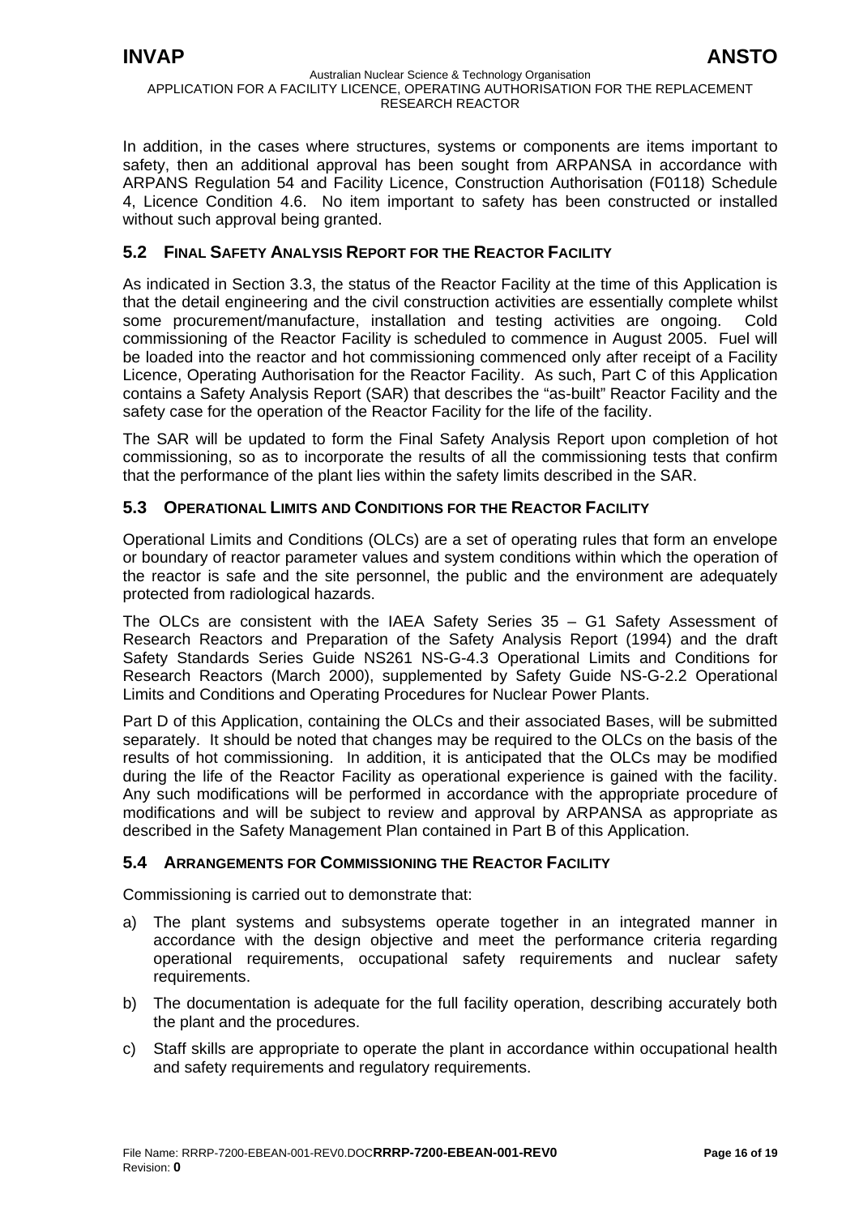In addition, in the cases where structures, systems or components are items important to safety, then an additional approval has been sought from ARPANSA in accordance with ARPANS Regulation 54 and Facility Licence, Construction Authorisation (F0118) Schedule 4, Licence Condition 4.6. No item important to safety has been constructed or installed without such approval being granted.

## 5.2 FINAL SAFETY ANALYSIS REPORT FOR THE REACTOR FACILITY

As indicated in Section 3.3, the status of the Reactor Facility at the time of this Application is that the detail engineering and the civil construction activities are essentially complete whilst some procurement/manufacture, installation and testing activities are ongoing. Cold commissioning of the Reactor Facility is scheduled to commence in August 2005. Fuel will be loaded into the reactor and hot commissioning commenced only after receipt of a Facility Licence, Operating Authorisation for the Reactor Facility. As such, Part C of this Application contains a Safety Analysis Report (SAR) that describes the "as-built" Reactor Facility and the safety case for the operation of the Reactor Facility for the life of the facility.

The SAR will be updated to form the Final Safety Analysis Report upon completion of hot commissioning, so as to incorporate the results of all the commissioning tests that confirm that the performance of the plant lies within the safety limits described in the SAR.

## 5.3 OPERATIONAL LIMITS AND CONDITIONS FOR THE REACTOR FACILITY

Operational Limits and Conditions (OLCs) are a set of operating rules that form an envelope or boundary of reactor parameter values and system conditions within which the operation of the reactor is safe and the site personnel, the public and the environment are adequately protected from radiological hazards.

The OLCs are consistent with the IAEA Safety Series 35 – G1 Safety Assessment of Research Reactors and Preparation of the Safety Analysis Report (1994) and the draft Safety Standards Series Guide NS261 NS-G-4.3 Operational Limits and Conditions for Research Reactors (March 2000), supplemented by Safety Guide NS-G-2.2 Operational Limits and Conditions and Operating Procedures for Nuclear Power Plants.

Part D of this Application, containing the OLCs and their associated Bases, will be submitted separately. It should be noted that changes may be required to the OLCs on the basis of the results of hot commissioning. In addition, it is anticipated that the OLCs may be modified during the life of the Reactor Facility as operational experience is gained with the facility. Any such modifications will be performed in accordance with the appropriate procedure of modifications and will be subject to review and approval by ARPANSA as appropriate as described in the Safety Management Plan contained in Part B of this Application.

## 5.4 ARRANGEMENTS FOR COMMISSIONING THE REACTOR FACILITY

Commissioning is carried out to demonstrate that:

a) The plant systems and subsystems operate together in an integrated manner in accordance with the design objective and meet the performance criteria regarding operational requirements, occupational safety requirements and nuclear safety requirements.

b) The documentation is adequate for the full facility operation, describing accurately both the plant and the procedures.

c) Staff skills are appropriate to operate the plant in accordance within occupational health and safety requirements and regulatory requirements.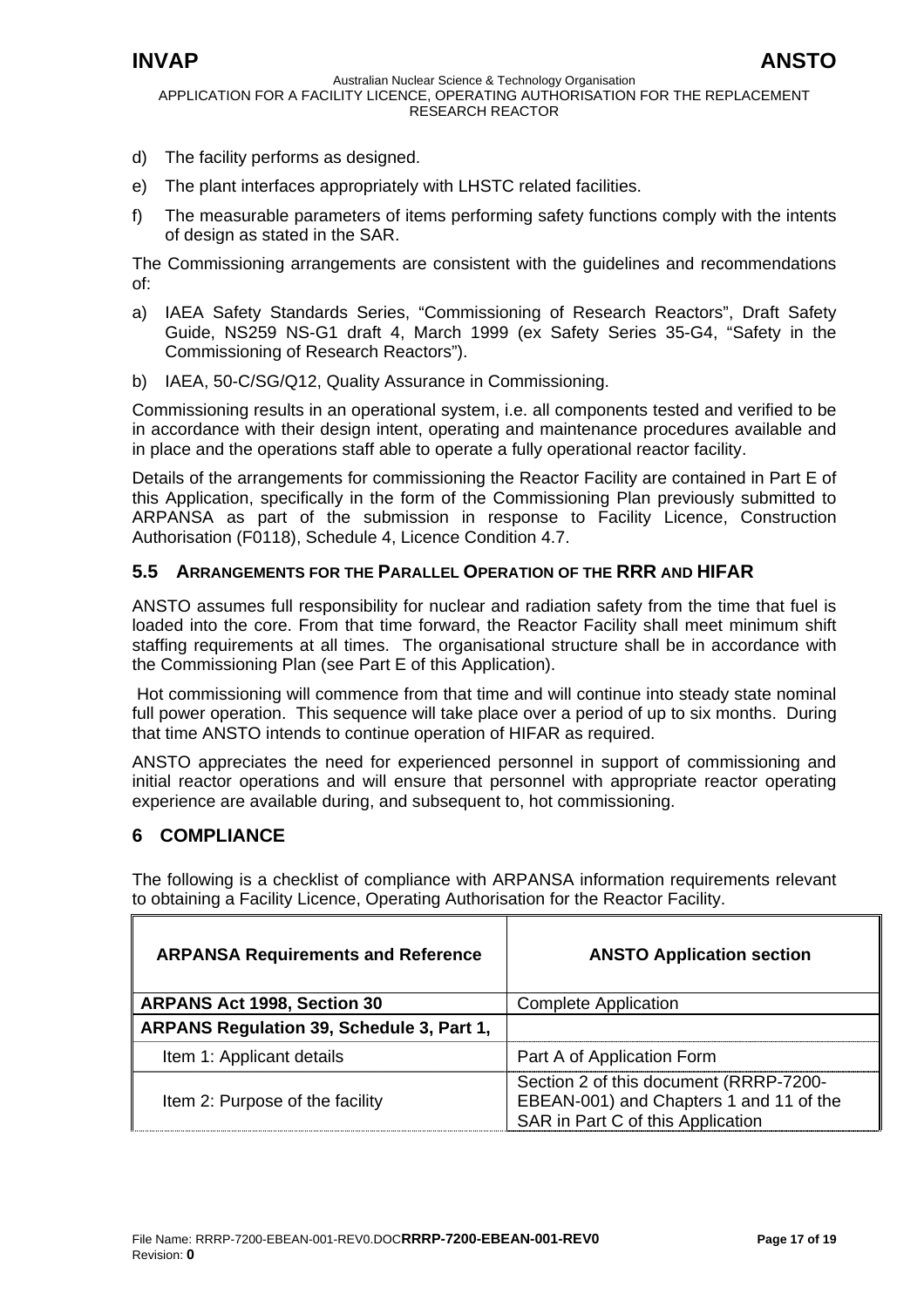d) The facility performs as designed.

e) The plant interfaces appropriately with LHSTC related facilities.

f) The measurable parameters of items performing safety functions comply with the intents of design as stated in the SAR.

The Commissioning arrangements are consistent with the guidelines and recommendations of:

a) IAEA Safety Standards Series, "Commissioning of Research Reactors", Draft Safety Guide, NS259 NS-G1 draft 4, March 1999 (ex Safety Series 35-G4, "Safety in the Commissioning of Research Reactors").

b) IAEA, 50-C/SG/Q12, Quality Assurance in Commissioning.

Commissioning results in an operational system, i.e. all components tested and verified to be in accordance with their design intent, operating and maintenance procedures available and in place and the operations staff able to operate a fully operational reactor facility.

Details of the arrangements for commissioning the Reactor Facility are contained in Part E of this Application, specifically in the form of the Commissioning Plan previously submitted to ARPANSA as part of the submission in response to Facility Licence, Construction Authorisation (F0118), Schedule 4, Licence Condition 4.7.

### 5.5 Arrangements for the Parallel Operation of the RRR and HIFAR

ANSTO assumes full responsibility for nuclear and radiation safety from the time that fuel is loaded into the core. From that time forward, the Reactor Facility shall meet minimum shift staffing requirements at all times. The organisational structure shall be in accordance with the Commissioning Plan (see Part E of this Application).

Hot commissioning will commence from that time and will continue into steady state nominal full power operation. This sequence will take place over a period of up to six months. During that time ANSTO intends to continue operation of HIFAR as required.

ANSTO appreciates the need for experienced personnel in support of commissioning and initial reactor operations and will ensure that personnel with appropriate reactor operating experience are available during, and subsequent to, hot commissioning.

## 6 COMPLIANCE

The following is a checklist of compliance with ARPANSA information requirements relevant to obtaining a Facility Licence, Operating Authorisation for the Reactor Facility.

| ARPANSA Requirements and Reference | ANSTO Application section |
|---|---|
| **ARPANS Act 1998, Section 30** | Complete Application |
| **ARPANS Regulation 39, Schedule 3, Part 1,** | |
| Item 1: Applicant details | Part A of Application Form |
| Item 2: Purpose of the facility | Section 2 of this document (RRRP-7200-EBEAN-001) and Chapters 1 and 11 of the SAR in Part C of this Application |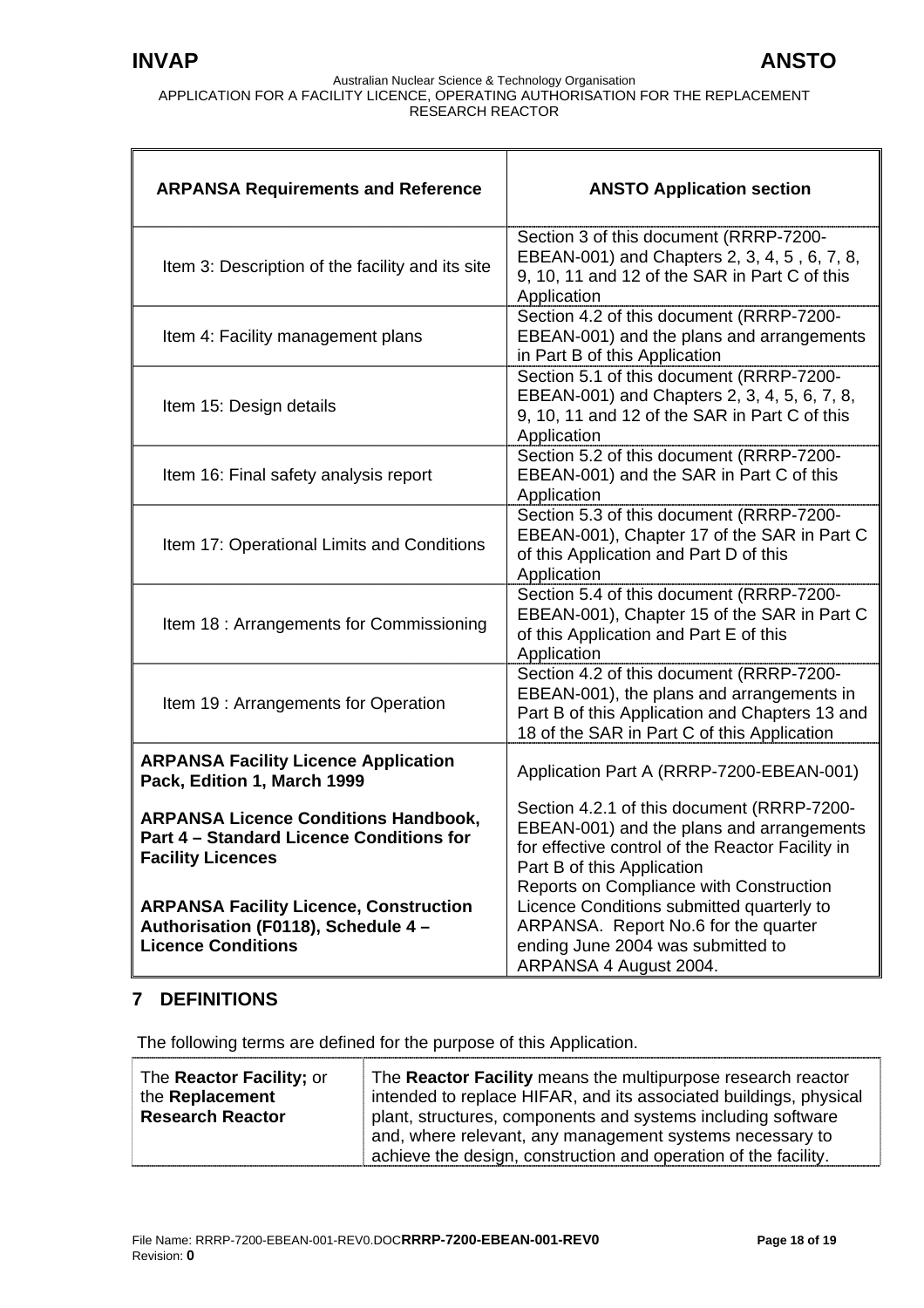| ARPANSA Requirements and Reference | ANSTO Application section |
|---|---|
| Item 3: Description of the facility and its site | Section 3 of this document (RRRP-7200-EBEAN-001) and Chapters 2, 3, 4, 5 , 6, 7, 8, 9, 10, 11 and 12 of the SAR in Part C of this Application |
| Item 4: Facility management plans | Section 4.2 of this document (RRRP-7200-EBEAN-001) and the plans and arrangements in Part B of this Application |
| Item 15: Design details | Section 5.1 of this document (RRRP-7200-EBEAN-001) and Chapters 2, 3, 4, 5, 6, 7, 8, 9, 10, 11 and 12 of the SAR in Part C of this Application |
| Item 16: Final safety analysis report | Section 5.2 of this document (RRRP-7200-EBEAN-001) and the SAR in Part C of this Application |
| Item 17: Operational Limits and Conditions | Section 5.3 of this document (RRRP-7200-EBEAN-001), Chapter 17 of the SAR in Part C of this Application and Part D of this Application |
| Item 18 : Arrangements for Commissioning | Section 5.4 of this document (RRRP-7200-EBEAN-001), Chapter 15 of the SAR in Part C of this Application and Part E of this Application |
| Item 19 : Arrangements for Operation | Section 4.2 of this document (RRRP-7200-EBEAN-001), the plans and arrangements in Part B of this Application and Chapters 13 and 18 of the SAR in Part C of this Application |
| **ARPANSA Facility Licence Application Pack, Edition 1, March 1999** | Application Part A (RRRP-7200-EBEAN-001) |
| **ARPANSA Licence Conditions Handbook, Part 4 – Standard Licence Conditions for Facility Licences** | Section 4.2.1 of this document (RRRP-7200-EBEAN-001) and the plans and arrangements for effective control of the Reactor Facility in Part B of this Application |
| **ARPANSA Facility Licence, Construction Authorisation (F0118), Schedule 4 – Licence Conditions** | Reports on Compliance with Construction Licence Conditions submitted quarterly to ARPANSA. Report No.6 for the quarter ending June 2004 was submitted to ARPANSA 4 August 2004. |

## 7 DEFINITIONS

The following terms are defined for the purpose of this Application.

| | |
|---|---|
| The **Reactor Facility;** or the **Replacement Research Reactor** | The **Reactor Facility** means the multipurpose research reactor intended to replace HIFAR, and its associated buildings, physical plant, structures, components and systems including software and, where relevant, any management systems necessary to achieve the design, construction and operation of the facility. |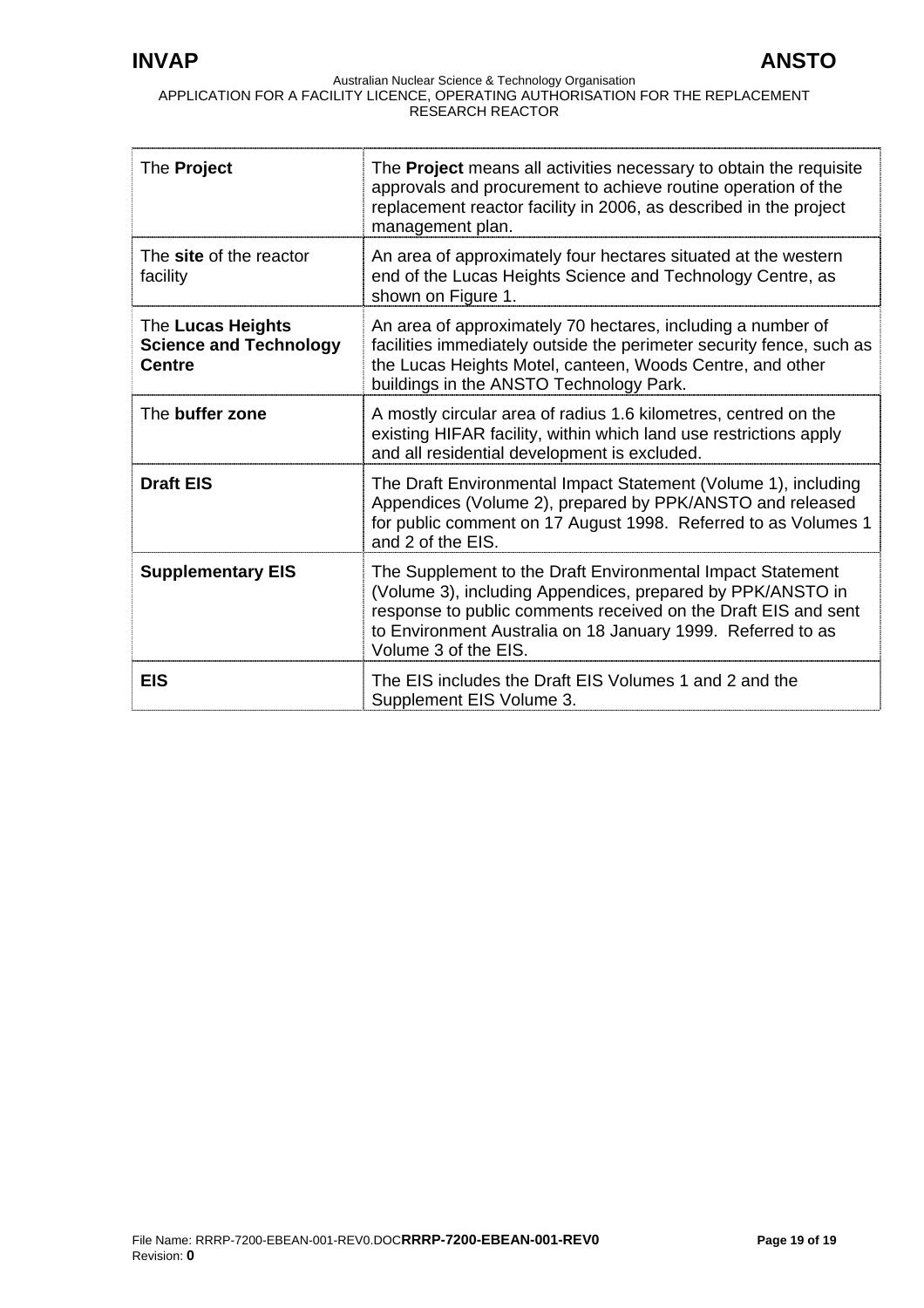| | |
|---|---|
| The **Project** | The **Project** means all activities necessary to obtain the requisite approvals and procurement to achieve routine operation of the replacement reactor facility in 2006, as described in the project management plan. |
| The **site** of the reactor facility | An area of approximately four hectares situated at the western end of the Lucas Heights Science and Technology Centre, as shown on Figure 1. |
| The **Lucas Heights Science and Technology Centre** | An area of approximately 70 hectares, including a number of facilities immediately outside the perimeter security fence, such as the Lucas Heights Motel, canteen, Woods Centre, and other buildings in the ANSTO Technology Park. |
| The **buffer zone** | A mostly circular area of radius 1.6 kilometres, centred on the existing HIFAR facility, within which land use restrictions apply and all residential development is excluded. |
| **Draft EIS** | The Draft Environmental Impact Statement (Volume 1), including Appendices (Volume 2), prepared by PPK/ANSTO and released for public comment on 17 August 1998. Referred to as Volumes 1 and 2 of the EIS. |
| **Supplementary EIS** | The Supplement to the Draft Environmental Impact Statement (Volume 3), including Appendices, prepared by PPK/ANSTO in response to public comments received on the Draft EIS and sent to Environment Australia on 18 January 1999. Referred to as Volume 3 of the EIS. |
| **EIS** | The EIS includes the Draft EIS Volumes 1 and 2 and the Supplement EIS Volume 3. |